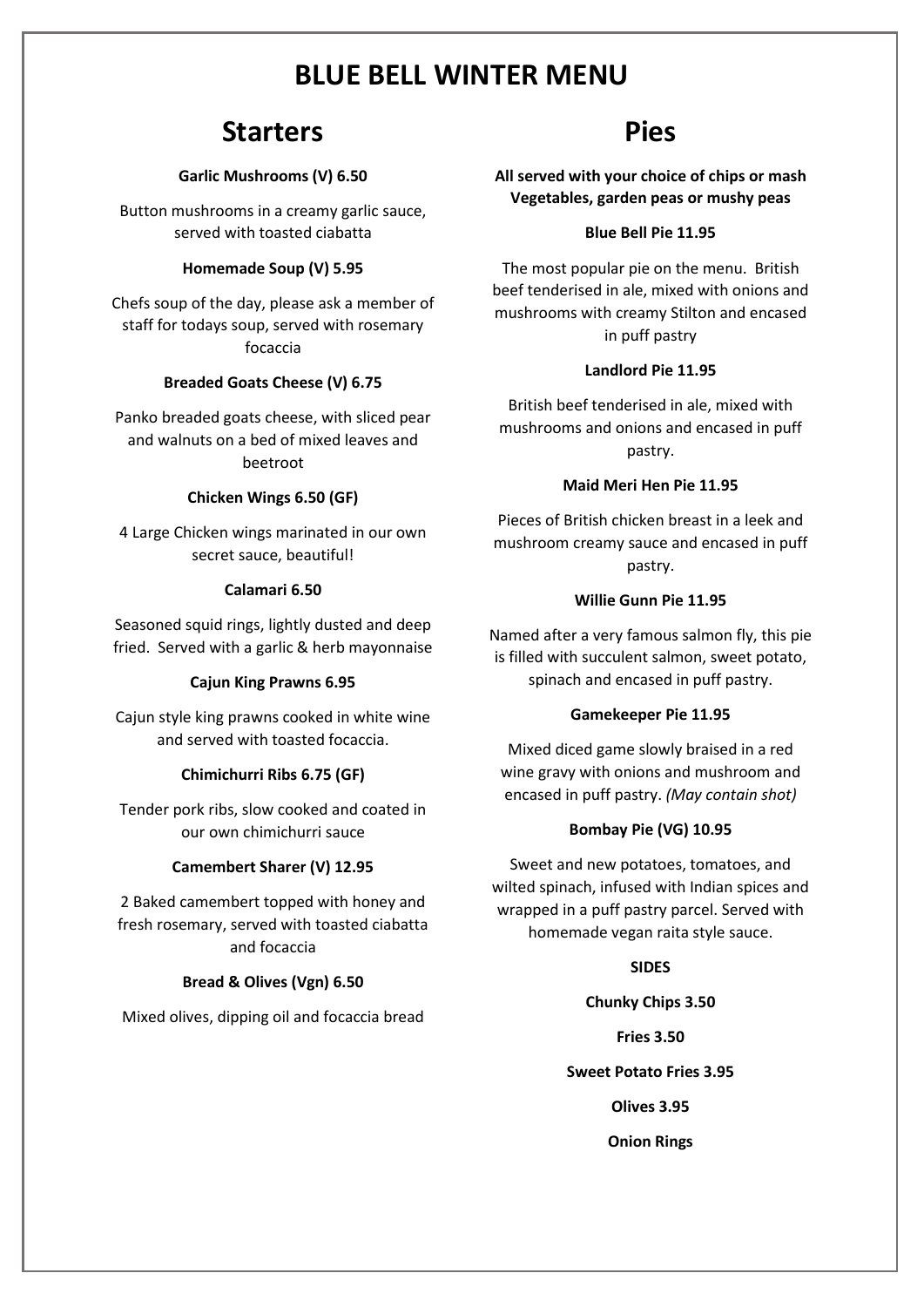# BLUE BELL WINTER MENU

## Starters

**Garlic Mushrooms (V) 6.50**

Button mushrooms in a creamy garlic sauce, served with toasted ciabatta

**Homemade Soup (V) 5.95**

Chefs soup of the day, please ask a member of staff for todays soup, served with rosemary focaccia

**Breaded Goats Cheese (V) 6.75**

Panko breaded goats cheese, with sliced pear and walnuts on a bed of mixed leaves and beetroot

**Chicken Wings 6.50 (GF)**

4 Large Chicken wings marinated in our own secret sauce, beautiful!

**Calamari 6.50**

Seasoned squid rings, lightly dusted and deep fried. Served with a garlic & herb mayonnaise

**Cajun King Prawns 6.95**

Cajun style king prawns cooked in white wine and served with toasted focaccia.

**Chimichurri Ribs 6.75 (GF)**

Tender pork ribs, slow cooked and coated in our own chimichurri sauce

**Camembert Sharer (V) 12.95**

2 Baked camembert topped with honey and fresh rosemary, served with toasted ciabatta and focaccia

**Bread & Olives (Vgn) 6.50**

Mixed olives, dipping oil and focaccia bread

## Pies

**All served with your choice of chips or mash Vegetables, garden peas or mushy peas**

**Blue Bell Pie 11.95**

The most popular pie on the menu. British beef tenderised in ale, mixed with onions and mushrooms with creamy Stilton and encased in puff pastry

**Landlord Pie 11.95**

British beef tenderised in ale, mixed with mushrooms and onions and encased in puff pastry.

**Maid Meri Hen Pie 11.95**

Pieces of British chicken breast in a leek and mushroom creamy sauce and encased in puff pastry.

**Willie Gunn Pie 11.95**

Named after a very famous salmon fly, this pie is filled with succulent salmon, sweet potato, spinach and encased in puff pastry.

**Gamekeeper Pie 11.95**

Mixed diced game slowly braised in a red wine gravy with onions and mushroom and encased in puff pastry. *(May contain shot)*

**Bombay Pie (VG) 10.95**

Sweet and new potatoes, tomatoes, and wilted spinach, infused with Indian spices and wrapped in a puff pastry parcel. Served with homemade vegan raita style sauce.

**SIDES**

**Chunky Chips 3.50**

**Fries 3.50**

**Sweet Potato Fries 3.95**

**Olives 3.95**

**Onion Rings**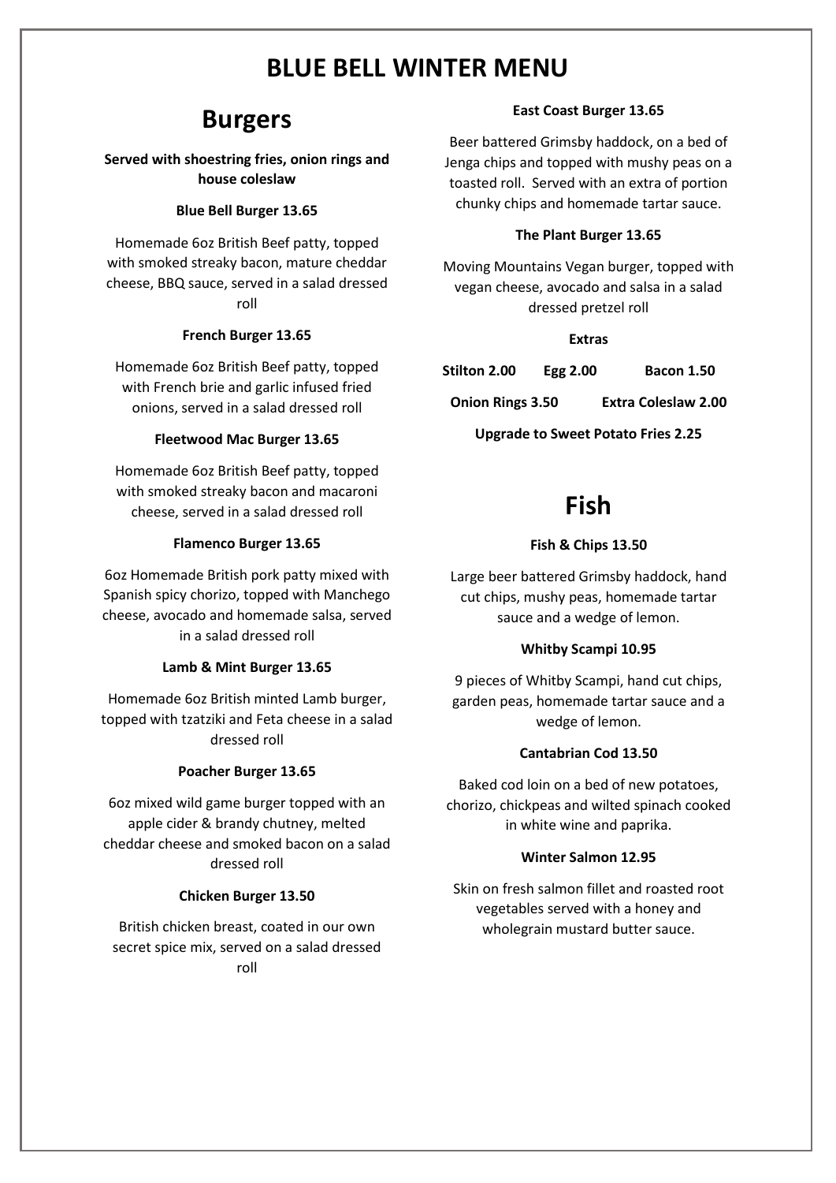# BLUE BELL WINTER MENU

## Burgers

**Served with shoestring fries, onion rings and house coleslaw**

**Blue Bell Burger 13.65**

Homemade 6oz British Beef patty, topped with smoked streaky bacon, mature cheddar cheese, BBQ sauce, served in a salad dressed roll

**French Burger 13.65**

Homemade 6oz British Beef patty, topped with French brie and garlic infused fried onions, served in a salad dressed roll

**Fleetwood Mac Burger 13.65**

Homemade 6oz British Beef patty, topped with smoked streaky bacon and macaroni cheese, served in a salad dressed roll

**Flamenco Burger 13.65**

6oz Homemade British pork patty mixed with Spanish spicy chorizo, topped with Manchego cheese, avocado and homemade salsa, served in a salad dressed roll

**Lamb & Mint Burger 13.65**

Homemade 6oz British minted Lamb burger, topped with tzatziki and Feta cheese in a salad dressed roll

**Poacher Burger 13.65**

6oz mixed wild game burger topped with an apple cider & brandy chutney, melted cheddar cheese and smoked bacon on a salad dressed roll

**Chicken Burger 13.50**

British chicken breast, coated in our own secret spice mix, served on a salad dressed roll

**East Coast Burger 13.65**

Beer battered Grimsby haddock, on a bed of Jenga chips and topped with mushy peas on a toasted roll. Served with an extra of portion chunky chips and homemade tartar sauce.

**The Plant Burger 13.65**

Moving Mountains Vegan burger, topped with vegan cheese, avocado and salsa in a salad dressed pretzel roll

**Extras**

**Stilton 2.00** **Egg 2.00** **Bacon 1.50**

**Onion Rings 3.50** **Extra Coleslaw 2.00**

**Upgrade to Sweet Potato Fries 2.25**

## Fish

**Fish & Chips 13.50**

Large beer battered Grimsby haddock, hand cut chips, mushy peas, homemade tartar sauce and a wedge of lemon.

**Whitby Scampi 10.95**

9 pieces of Whitby Scampi, hand cut chips, garden peas, homemade tartar sauce and a wedge of lemon.

**Cantabrian Cod 13.50**

Baked cod loin on a bed of new potatoes, chorizo, chickpeas and wilted spinach cooked in white wine and paprika.

**Winter Salmon 12.95**

Skin on fresh salmon fillet and roasted root vegetables served with a honey and wholegrain mustard butter sauce.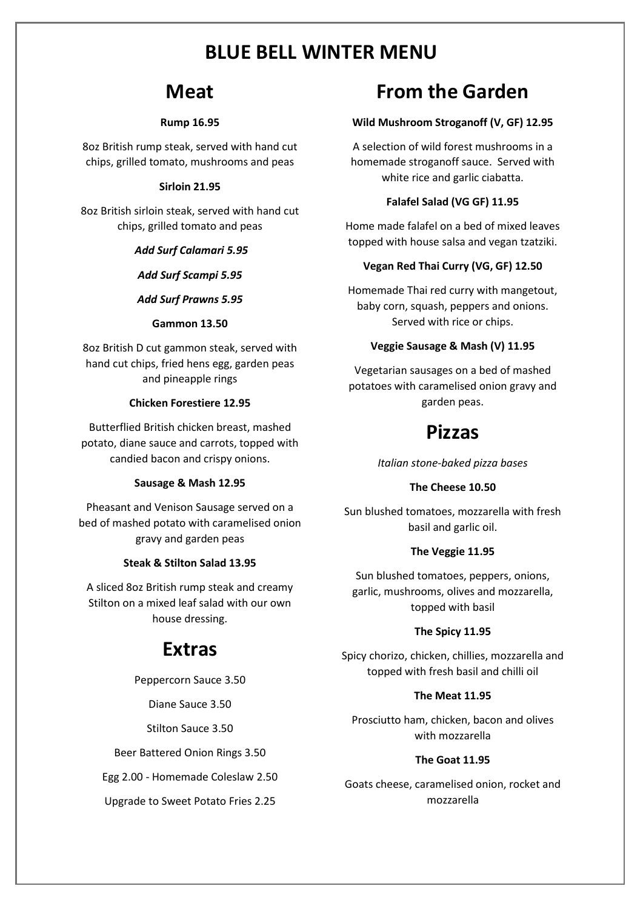# BLUE BELL WINTER MENU

## Meat

**Rump 16.95**

8oz British rump steak, served with hand cut chips, grilled tomato, mushrooms and peas

**Sirloin 21.95**

8oz British sirloin steak, served with hand cut chips, grilled tomato and peas

***Add Surf Calamari 5.95***

***Add Surf Scampi 5.95***

***Add Surf Prawns 5.95***

**Gammon 13.50**

8oz British D cut gammon steak, served with hand cut chips, fried hens egg, garden peas and pineapple rings

**Chicken Forestiere 12.95**

Butterflied British chicken breast, mashed potato, diane sauce and carrots, topped with candied bacon and crispy onions.

**Sausage & Mash 12.95**

Pheasant and Venison Sausage served on a bed of mashed potato with caramelised onion gravy and garden peas

**Steak & Stilton Salad 13.95**

A sliced 8oz British rump steak and creamy Stilton on a mixed leaf salad with our own house dressing.

## Extras

Peppercorn Sauce 3.50

Diane Sauce 3.50

Stilton Sauce 3.50

Beer Battered Onion Rings 3.50

Egg 2.00 - Homemade Coleslaw 2.50

Upgrade to Sweet Potato Fries 2.25

## From the Garden

**Wild Mushroom Stroganoff (V, GF) 12.95**

A selection of wild forest mushrooms in a homemade stroganoff sauce. Served with white rice and garlic ciabatta.

**Falafel Salad (VG GF) 11.95**

Home made falafel on a bed of mixed leaves topped with house salsa and vegan tzatziki.

**Vegan Red Thai Curry (VG, GF) 12.50**

Homemade Thai red curry with mangetout, baby corn, squash, peppers and onions. Served with rice or chips.

**Veggie Sausage & Mash (V) 11.95**

Vegetarian sausages on a bed of mashed potatoes with caramelised onion gravy and garden peas.

## Pizzas

*Italian stone-baked pizza bases*

**The Cheese 10.50**

Sun blushed tomatoes, mozzarella with fresh basil and garlic oil.

**The Veggie 11.95**

Sun blushed tomatoes, peppers, onions, garlic, mushrooms, olives and mozzarella, topped with basil

**The Spicy 11.95**

Spicy chorizo, chicken, chillies, mozzarella and topped with fresh basil and chilli oil

**The Meat 11.95**

Prosciutto ham, chicken, bacon and olives with mozzarella

**The Goat 11.95**

Goats cheese, caramelised onion, rocket and mozzarella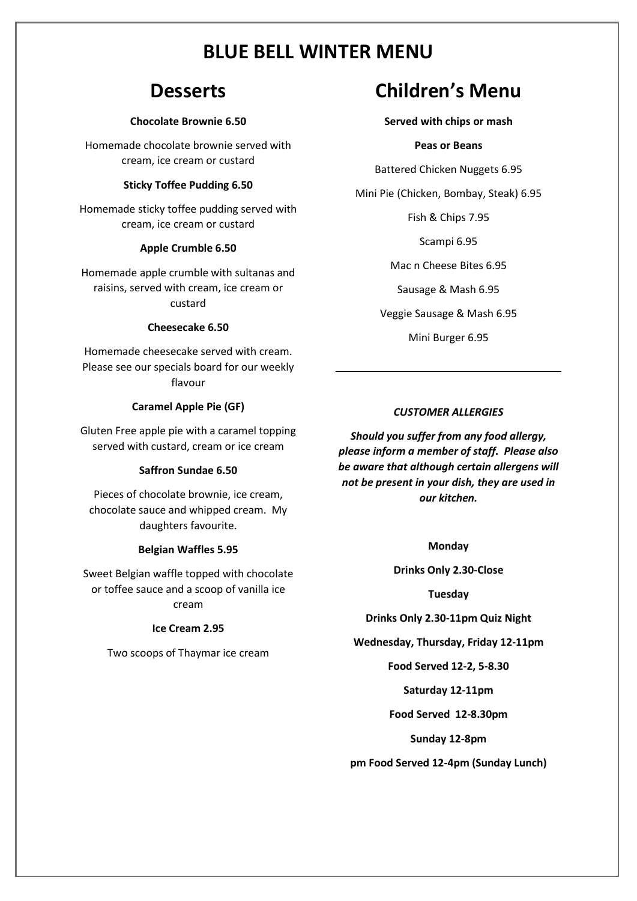# BLUE BELL WINTER MENU

## Desserts

**Chocolate Brownie 6.50**

Homemade chocolate brownie served with cream, ice cream or custard

**Sticky Toffee Pudding 6.50**

Homemade sticky toffee pudding served with cream, ice cream or custard

**Apple Crumble 6.50**

Homemade apple crumble with sultanas and raisins, served with cream, ice cream or custard

**Cheesecake 6.50**

Homemade cheesecake served with cream. Please see our specials board for our weekly flavour

**Caramel Apple Pie (GF)**

Gluten Free apple pie with a caramel topping served with custard, cream or ice cream

**Saffron Sundae 6.50**

Pieces of chocolate brownie, ice cream, chocolate sauce and whipped cream. My daughters favourite.

**Belgian Waffles 5.95**

Sweet Belgian waffle topped with chocolate or toffee sauce and a scoop of vanilla ice cream

**Ice Cream 2.95**

Two scoops of Thaymar ice cream

## Children's Menu

**Served with chips or mash**

**Peas or Beans**

Battered Chicken Nuggets 6.95

Mini Pie (Chicken, Bombay, Steak) 6.95

Fish & Chips 7.95

Scampi 6.95

Mac n Cheese Bites 6.95

Sausage & Mash 6.95

Veggie Sausage & Mash 6.95

Mini Burger 6.95

---

***CUSTOMER ALLERGIES***

***Should you suffer from any food allergy, please inform a member of staff. Please also be aware that although certain allergens will not be present in your dish, they are used in our kitchen.***

**Monday**

**Drinks Only 2.30-Close**

**Tuesday**

**Drinks Only 2.30-11pm Quiz Night**

**Wednesday, Thursday, Friday 12-11pm**

**Food Served 12-2, 5-8.30**

**Saturday 12-11pm**

**Food Served 12-8.30pm**

**Sunday 12-8pm**

**pm Food Served 12-4pm (Sunday Lunch)**